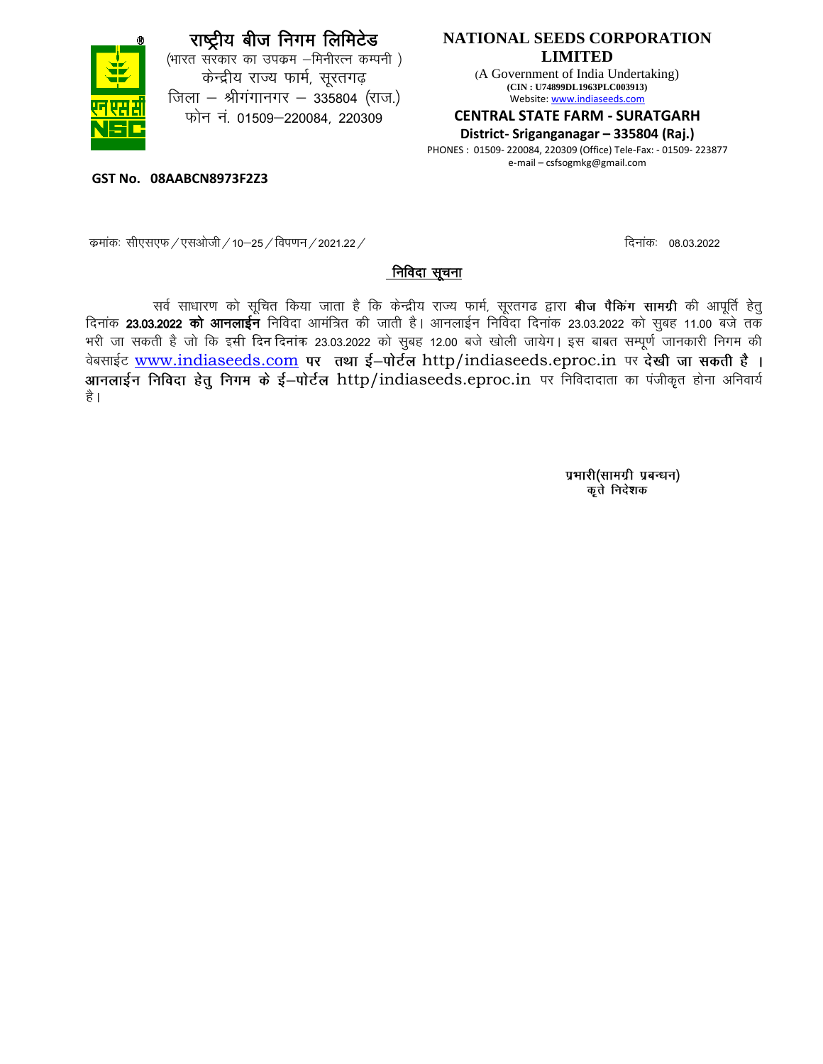# राष्ट्रीय बीज निगम लिमिटेड

(भारत सरकार का उपक्रम –मिनीरत्न कम्पनी )
केन्द्रीय राज्य फार्म, सूरतगढ़
जिला – श्रीगंगानगर – 335804 (राज.)
फोन नं. 01509–220084, 220309

# NATIONAL SEEDS CORPORATION LIMITED

(A Government of India Undertaking)
**(CIN : U74899DL1963PLC003913)**
Website: www.indiaseeds.com

**CENTRAL STATE FARM - SURATGARH**
**District- Sriganganagar – 335804 (Raj.)**
PHONES : 01509- 220084, 220309 (Office) Tele-Fax: - 01509- 223877
e-mail – csfsogmkg@gmail.com

**GST No. 08AABCN8973F2Z3**

क्रमांकः सीएसएफ / एसओजी / 10–25 / विपणन / 2021.22 /

दिनांकः 08.03.2022

## निविदा सूचना

सर्व साधारण को सूचित किया जाता है कि केन्द्रीय राज्य फार्म, सूरतगढ द्वारा **बीज पैकिंग सामग्री** की आपूर्ति हेतु दिनांक **23.03.2022 को आनलाईन** निविदा आमंत्रित की जाती है। आनलाईन निविदा दिनांक 23.03.2022 को सुबह 11.00 बजे तक भरी जा सकती है जो कि इसी दिन दिनांक 23.03.2022 को सुबह 12.00 बजे खोली जायेग। इस बाबत सम्पूर्ण जानकारी निगम की वेबसाईट www.indiaseeds.com **पर तथा ई–पोर्टल** http/indiaseeds.eproc.in पर **देखी जा सकती है । आनलाईन निविदा हेतु निगम के ई–पोर्टल** http/indiaseeds.eproc.in पर निविदादाता का पंजीकृत होना अनिवार्य है।

प्रभारी(सामग्री प्रबन्धन)
कृते निदेशक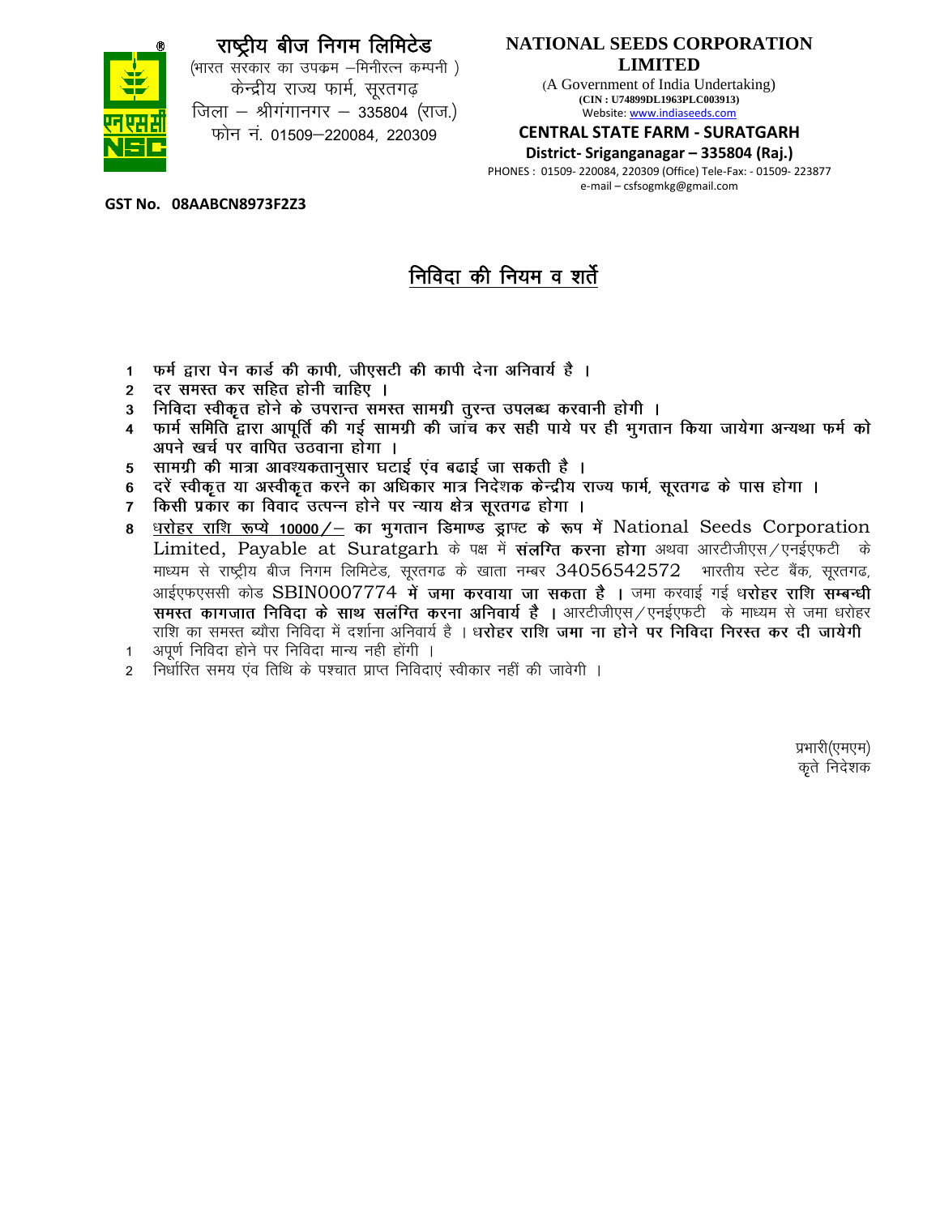# राष्ट्रीय बीज निगम लिमिटेड

(भारत सरकार का उपक्रम –मिनीरत्न कम्पनी )
केन्द्रीय राज्य फार्म, सूरतगढ़
जिला – श्रीगंगानगर – 335804 (राज.)
फोन नं. 01509–220084, 220309

# NATIONAL SEEDS CORPORATION LIMITED

(A Government of India Undertaking)
**(CIN : U74899DL1963PLC003913)**
Website: www.indiaseeds.com

**CENTRAL STATE FARM - SURATGARH**
**District- Sriganganagar – 335804 (Raj.)**
PHONES : 01509- 220084, 220309 (Office) Tele-Fax: - 01509- 223877
e-mail – csfsogmkg@gmail.com

**GST No. 08AABCN8973F2Z3**

## निविदा की नियम व शर्ते

1. **फर्म द्वारा पेन कार्ड की कापी, जीएसटी की कापी देना अनिवार्य है ।**
2. **दर समस्त कर सहित होनी चाहिए ।**
3. **निविदा स्वीकृत होने के उपरान्त समस्त सामग्री तुरन्त उपलब्ध करवानी होगी ।**
4. **फार्म समिति द्वारा आपूर्ति की गई सामग्री की जांच कर सही पाये पर ही भुगतान किया जायेगा अन्यथा फर्म को अपने खर्च पर वापित उठवाना होगा ।**
5. **सामग्री की मात्रा आवश्यकतानुसार घटाई एंव बढाई जा सकती है ।**
6. **दरें स्वीकृत या अस्वीकृत करने का अधिकार मात्र निदेशक केन्द्रीय राज्य फार्म, सूरतगढ के पास होगा ।**
7. **किसी प्रकार का विवाद उत्पन्न होने पर न्याय क्षेत्र सूरतगढ होगा ।**
8. **<u>धरोहर राशि रूप्ये 10000/–</u> का भुगतान डिमाण्ड ड्राफ्ट के रूप में** National Seeds Corporation Limited, Payable at Suratgarh के पक्ष में **संलग्ति करना होगा** अथवा आरटीजीएस/एनईएफटी के माध्यम से राष्ट्रीय बीज निगम लिमिटेड, सूरतगढ के खाता नम्बर 34056542572 भारतीय स्टेट बैंक, सूरतगढ, आईएफएससी कोड SBIN0007774 **में जमा करवाया जा सकता है ।** जमा करवाई गई **धरोहर राशि सम्बन्धी समस्त कागजात निविदा के साथ सलंग्ति करना अनिवार्य है ।** आरटीजीएस/एनईएफटी के माध्यम से जमा धरोहर राशि का समस्त ब्यौरा निविदा में दर्शाना अनिवार्य है । **धरोहर राशि जमा ना होने पर निविदा निरस्त कर दी जायेगी**

1. अपूर्ण निविदा होने पर निविदा मान्य नही होंगी ।
2. निर्धारित समय एंव तिथि के पश्चात प्राप्त निविदाएं स्वीकार नहीं की जावेगी ।

प्रभारी(एमएम)
कृते निदेशक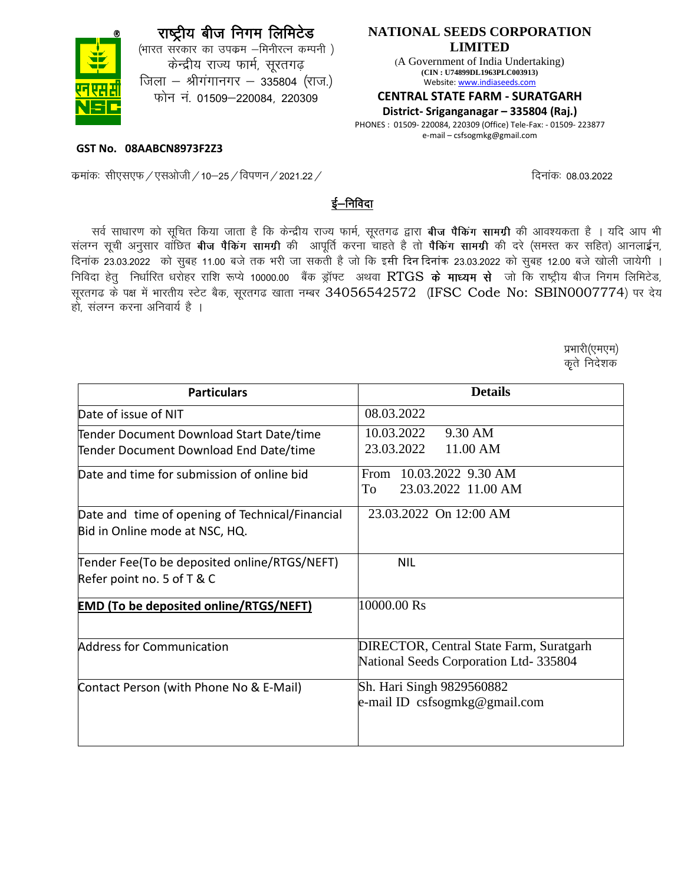# राष्ट्रीय बीज निगम लिमिटेड

(भारत सरकार का उपक्रम –मिनीरत्न कम्पनी )
केन्द्रीय राज्य फार्म, सूरतगढ़
जिला – श्रीगंगानगर – 335804 (राज.)
फोन नं. 01509–220084, 220309

# NATIONAL SEEDS CORPORATION LIMITED

(A Government of India Undertaking)
**(CIN : U74899DL1963PLC003913)**
Website: www.indiaseeds.com

**CENTRAL STATE FARM - SURATGARH**
**District- Sriganganagar – 335804 (Raj.)**
PHONES : 01509- 220084, 220309 (Office) Tele-Fax: - 01509- 223877
e-mail – csfsogmkg@gmail.com

**GST No. 08AABCN8973F2Z3**

क्रमांकः सीएसएफ / एसओजी / 10–25 / विपणन / 2021.22 / दिनांकः 08.03.2022

## ई–निविदा

सर्व साधारण को सूचित किया जाता है कि केन्द्रीय राज्य फार्म, सूरतगढ द्वारा **बीज पैकिंग सामग्री** की आवश्यकता है । यदि आप भी संलग्न सूची अनुसार वांछित **बीज पैकिंग सामग्री** की आपूर्ति करना चाहते है तो **पैकिंग सामग्री** की दरे (समस्त कर सहित) आनलाईन, दिनांक 23.03.2022 को सुबह 11.00 बजे तक भरी जा सकती है जो कि **इसी दिन दिनांक** 23.03.2022 को सुबह 12.00 बजे खोली जायेगी । निविदा हेतु निर्धारित धरोहर राशि रूप्ये 10000.00 बैंक ड्रॉफ्ट अथवा RTGS **के माध्यम से** जो कि राष्ट्रीय बीज निगम लिमिटेड, सूरतगढ के पक्ष में भारतीय स्टेट बैक, सूरतगढ खाता नम्बर 34056542572 (IFSC Code No: SBIN0007774) पर देय हो, संलग्न करना अनिवार्य है ।

प्रभारी(एमएम)
कृते निदेशक

| Particulars | Details |
|---|---|
| Date of issue of NIT | 08.03.2022 |
| Tender Document Download Start Date/time<br>Tender Document Download End Date/time | 10.03.2022 9.30 AM<br>23.03.2022 11.00 AM |
| Date and time for submission of online bid | From 10.03.2022 9.30 AM<br>To 23.03.2022 11.00 AM |
| Date and time of opening of Technical/Financial Bid in Online mode at NSC, HQ. | 23.03.2022 On 12:00 AM |
| Tender Fee(To be deposited online/RTGS/NEFT) Refer point no. 5 of T & C | NIL |
| **EMD (To be deposited online/RTGS/NEFT)** | 10000.00 Rs |
| Address for Communication | DIRECTOR, Central State Farm, Suratgarh<br>National Seeds Corporation Ltd- 335804 |
| Contact Person (with Phone No & E-Mail) | Sh. Hari Singh 9829560882<br>e-mail ID csfsogmkg@gmail.com |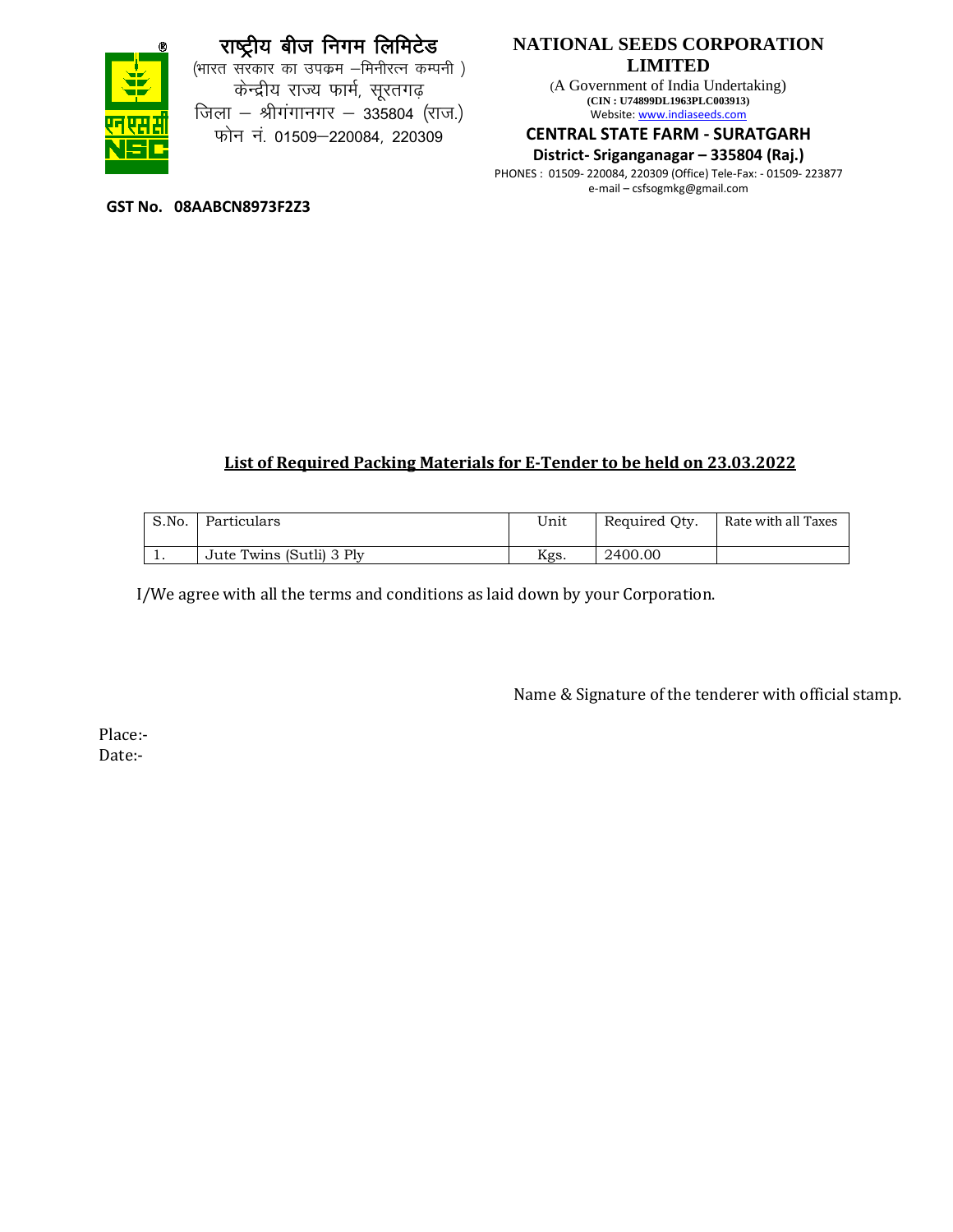# राष्ट्रीय बीज निगम लिमिटेड

(भारत सरकार का उपक्रम –मिनीरत्न कम्पनी )
केन्द्रीय राज्य फार्म, सूरतगढ़
जिला – श्रीगंगानगर – 335804 (राज.)
फोन नं. 01509–220084, 220309

# NATIONAL SEEDS CORPORATION LIMITED

(A Government of India Undertaking)
**(CIN : U74899DL1963PLC003913)**
Website: www.indiaseeds.com

**CENTRAL STATE FARM - SURATGARH**
**District- Sriganganagar – 335804 (Raj.)**
PHONES : 01509- 220084, 220309 (Office) Tele-Fax: - 01509- 223877
e-mail – csfsogmkg@gmail.com

**GST No. 08AABCN8973F2Z3**

## List of Required Packing Materials for E-Tender to be held on 23.03.2022

| S.No. | Particulars | Unit | Required Qty. | Rate with all Taxes |
|---|---|---|---|---|
| 1. | Jute Twins (Sutli) 3 Ply | Kgs. | 2400.00 | |

I/We agree with all the terms and conditions as laid down by your Corporation.

Name & Signature of the tenderer with official stamp.

Place:-
Date:-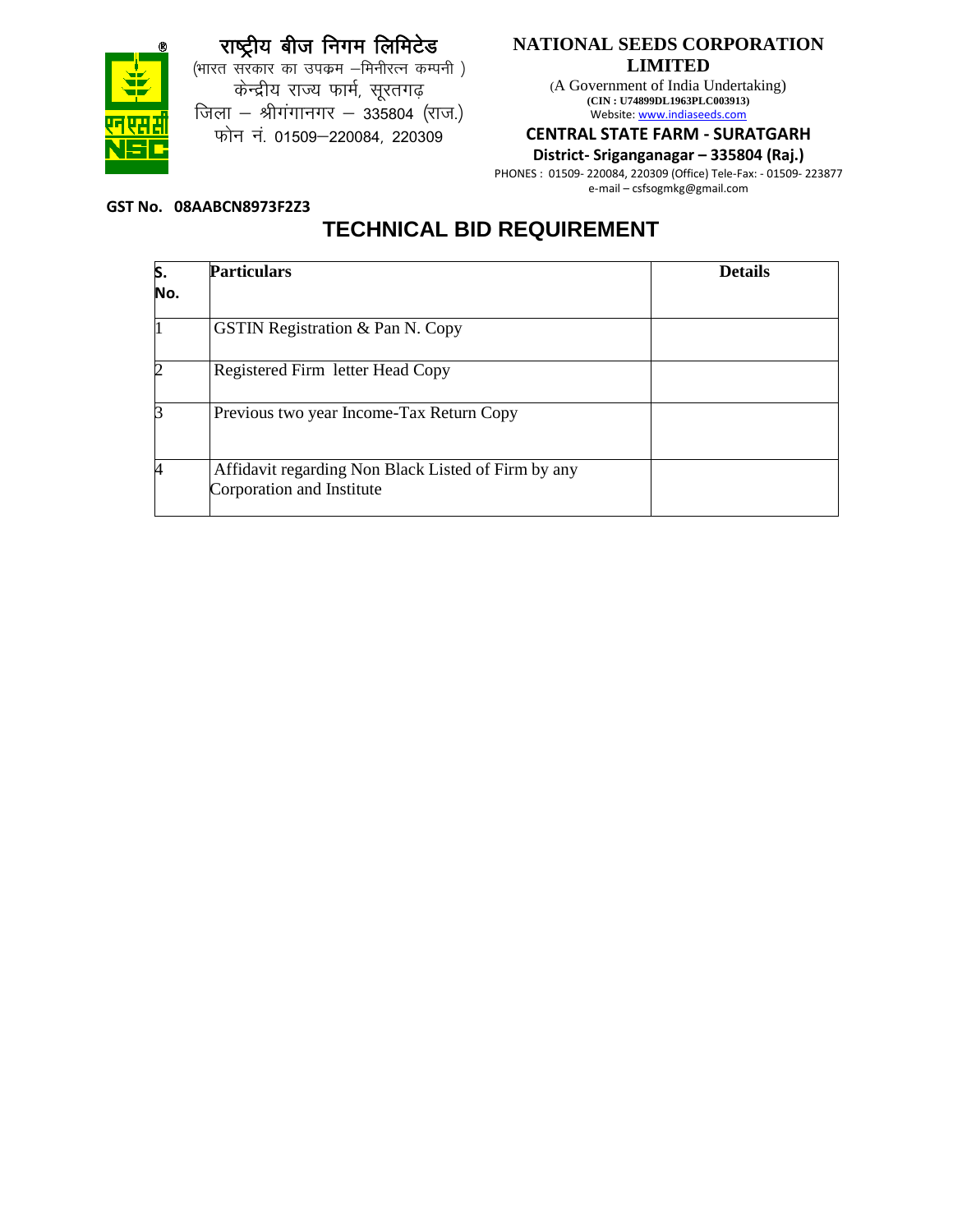राष्ट्रीय बीज निगम लिमिटेड
(भारत सरकार का उपक्रम –मिनीरत्न कम्पनी )
केन्द्रीय राज्य फार्म, सूरतगढ़
जिला – श्रीगंगानगर – 335804 (राज.)
फोन नं. 01509–220084, 220309

**NATIONAL SEEDS CORPORATION LIMITED**
(A Government of India Undertaking)
**(CIN : U74899DL1963PLC003913)**
Website: www.indiaseeds.com

**CENTRAL STATE FARM - SURATGARH**
**District- Sriganganagar – 335804 (Raj.)**
PHONES : 01509- 220084, 220309 (Office) Tele-Fax: - 01509- 223877
e-mail – csfsogmkg@gmail.com

**GST No. 08AABCN8973F2Z3**

# TECHNICAL BID REQUIREMENT

| S. No. | Particulars | Details |
|---|---|---|
| 1 | GSTIN Registration & Pan N. Copy | |
| 2 | Registered Firm letter Head Copy | |
| 3 | Previous two year Income-Tax Return Copy | |
| 4 | Affidavit regarding Non Black Listed of Firm by any Corporation and Institute | |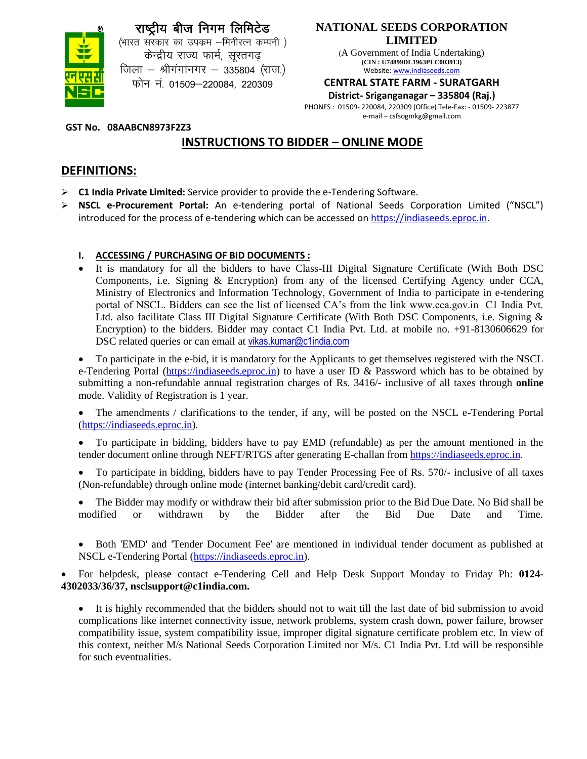राष्ट्रीय बीज निगम लिमिटेड
(भारत सरकार का उपक्रम –मिनीरत्न कम्पनी )
केन्द्रीय राज्य फार्म, सूरतगढ़
जिला – श्रीगंगानगर – 335804 (राज.)
फोन नं. 01509–220084, 220309

**NATIONAL SEEDS CORPORATION LIMITED**
(A Government of India Undertaking)
**(CIN : U74899DL1963PLC003913)**
Website: www.indiaseeds.com

**CENTRAL STATE FARM - SURATGARH**
**District- Sriganganagar – 335804 (Raj.)**
PHONES : 01509- 220084, 220309 (Office) Tele-Fax: - 01509- 223877
e-mail – csfsogmkg@gmail.com

**GST No. 08AABCN8973F2Z3**

## INSTRUCTIONS TO BIDDER – ONLINE MODE

## DEFINITIONS:

- **C1 India Private Limited:** Service provider to provide the e-Tendering Software.
- **NSCL e-Procurement Portal:** An e-tendering portal of National Seeds Corporation Limited ("NSCL") introduced for the process of e-tendering which can be accessed on https://indiaseeds.eproc.in.

### I. ACCESSING / PURCHASING OF BID DOCUMENTS :

- It is mandatory for all the bidders to have Class-III Digital Signature Certificate (With Both DSC Components, i.e. Signing & Encryption) from any of the licensed Certifying Agency under CCA, Ministry of Electronics and Information Technology, Government of India to participate in e-tendering portal of NSCL. Bidders can see the list of licensed CA's from the link www.cca.gov.in C1 India Pvt. Ltd. also facilitate Class III Digital Signature Certificate (With Both DSC Components, i.e. Signing & Encryption) to the bidders. Bidder may contact C1 India Pvt. Ltd. at mobile no. +91-8130606629 for DSC related queries or can email at vikas.kumar@c1india.com
- To participate in the e-bid, it is mandatory for the Applicants to get themselves registered with the NSCL e-Tendering Portal (https://indiaseeds.eproc.in) to have a user ID & Password which has to be obtained by submitting a non-refundable annual registration charges of Rs. 3416/- inclusive of all taxes through **online** mode. Validity of Registration is 1 year.
- The amendments / clarifications to the tender, if any, will be posted on the NSCL e-Tendering Portal (https://indiaseeds.eproc.in).
- To participate in bidding, bidders have to pay EMD (refundable) as per the amount mentioned in the tender document online through NEFT/RTGS after generating E-challan from https://indiaseeds.eproc.in.
- To participate in bidding, bidders have to pay Tender Processing Fee of Rs. 570/- inclusive of all taxes (Non-refundable) through online mode (internet banking/debit card/credit card).
- The Bidder may modify or withdraw their bid after submission prior to the Bid Due Date. No Bid shall be modified or withdrawn by the Bidder after the Bid Due Date and Time.
- Both 'EMD' and 'Tender Document Fee' are mentioned in individual tender document as published at NSCL e-Tendering Portal (https://indiaseeds.eproc.in).
- For helpdesk, please contact e-Tendering Cell and Help Desk Support Monday to Friday Ph: **0124-4302033/36/37, nsclsupport@c1india.com.**
- It is highly recommended that the bidders should not to wait till the last date of bid submission to avoid complications like internet connectivity issue, network problems, system crash down, power failure, browser compatibility issue, system compatibility issue, improper digital signature certificate problem etc. In view of this context, neither M/s National Seeds Corporation Limited nor M/s. C1 India Pvt. Ltd will be responsible for such eventualities.